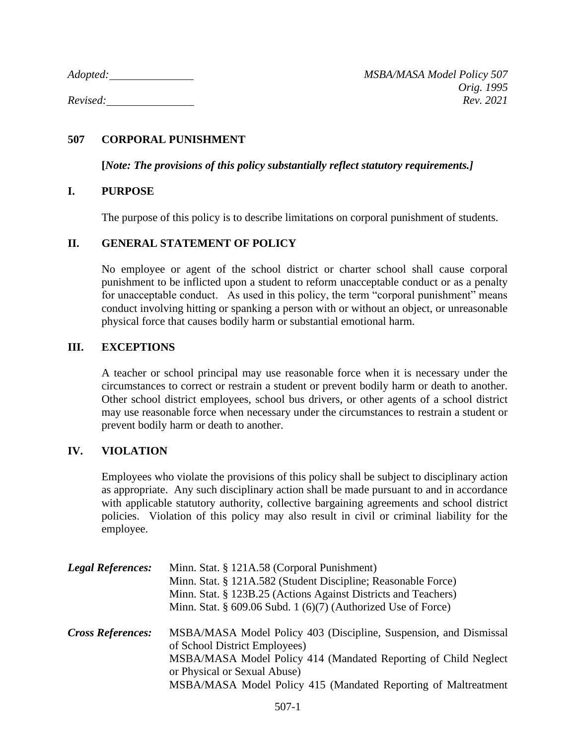*Adopted:* ______________ *MSBA/MASA Model Policy 507*
*Orig. 1995*
*Revised:* ______________ *Rev. 2021*

# 507 CORPORAL PUNISHMENT

**[*Note: The provisions of this policy substantially reflect statutory requirements.]***

## I. PURPOSE

The purpose of this policy is to describe limitations on corporal punishment of students.

## II. GENERAL STATEMENT OF POLICY

No employee or agent of the school district or charter school shall cause corporal punishment to be inflicted upon a student to reform unacceptable conduct or as a penalty for unacceptable conduct. As used in this policy, the term "corporal punishment" means conduct involving hitting or spanking a person with or without an object, or unreasonable physical force that causes bodily harm or substantial emotional harm.

## III. EXCEPTIONS

A teacher or school principal may use reasonable force when it is necessary under the circumstances to correct or restrain a student or prevent bodily harm or death to another. Other school district employees, school bus drivers, or other agents of a school district may use reasonable force when necessary under the circumstances to restrain a student or prevent bodily harm or death to another.

## IV. VIOLATION

Employees who violate the provisions of this policy shall be subject to disciplinary action as appropriate. Any such disciplinary action shall be made pursuant to and in accordance with applicable statutory authority, collective bargaining agreements and school district policies. Violation of this policy may also result in civil or criminal liability for the employee.

***Legal References:***
Minn. Stat. § 121A.58 (Corporal Punishment)
Minn. Stat. § 121A.582 (Student Discipline; Reasonable Force)
Minn. Stat. § 123B.25 (Actions Against Districts and Teachers)
Minn. Stat. § 609.06 Subd. 1 (6)(7) (Authorized Use of Force)

***Cross References:***
MSBA/MASA Model Policy 403 (Discipline, Suspension, and Dismissal of School District Employees)
MSBA/MASA Model Policy 414 (Mandated Reporting of Child Neglect or Physical or Sexual Abuse)
MSBA/MASA Model Policy 415 (Mandated Reporting of Maltreatment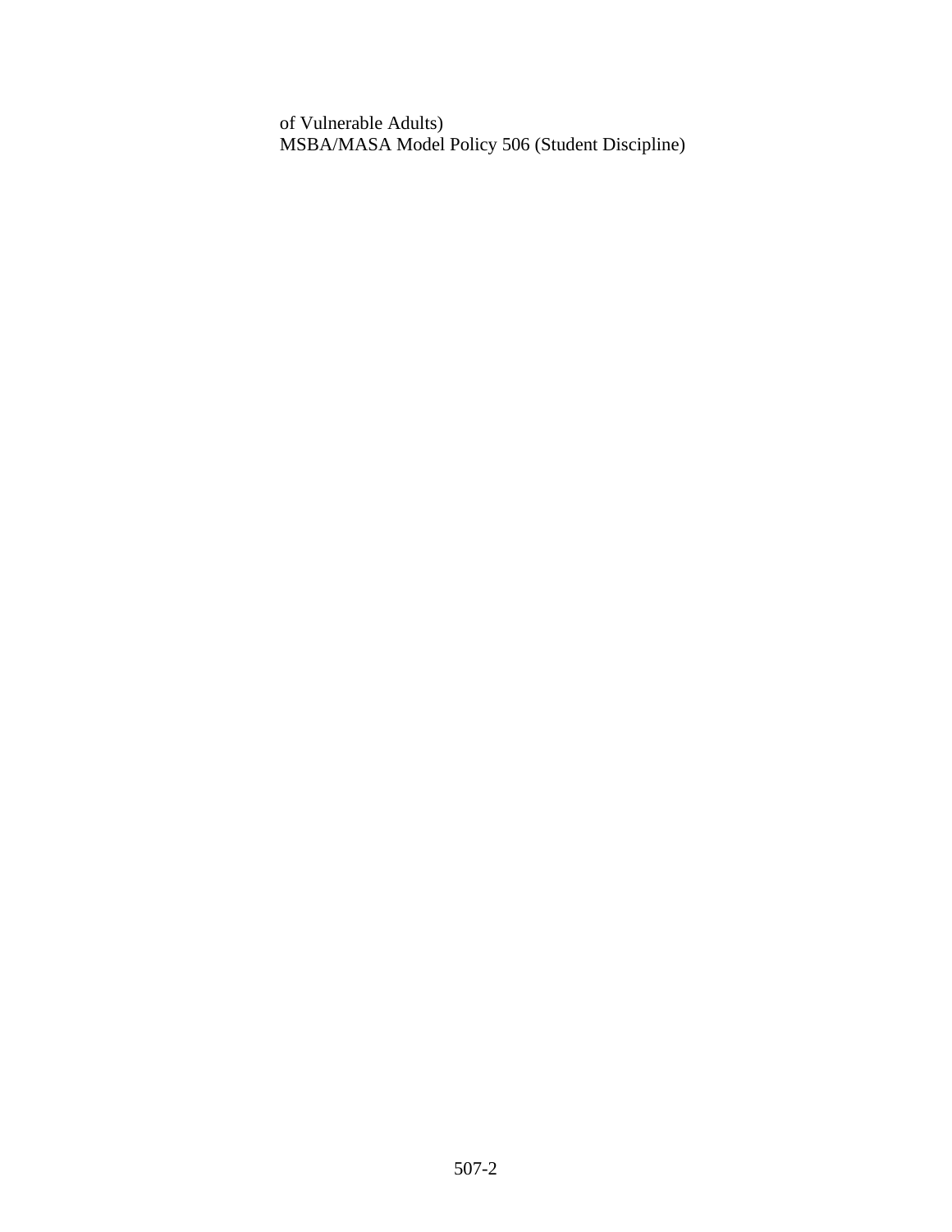of Vulnerable Adults)
MSBA/MASA Model Policy 506 (Student Discipline)